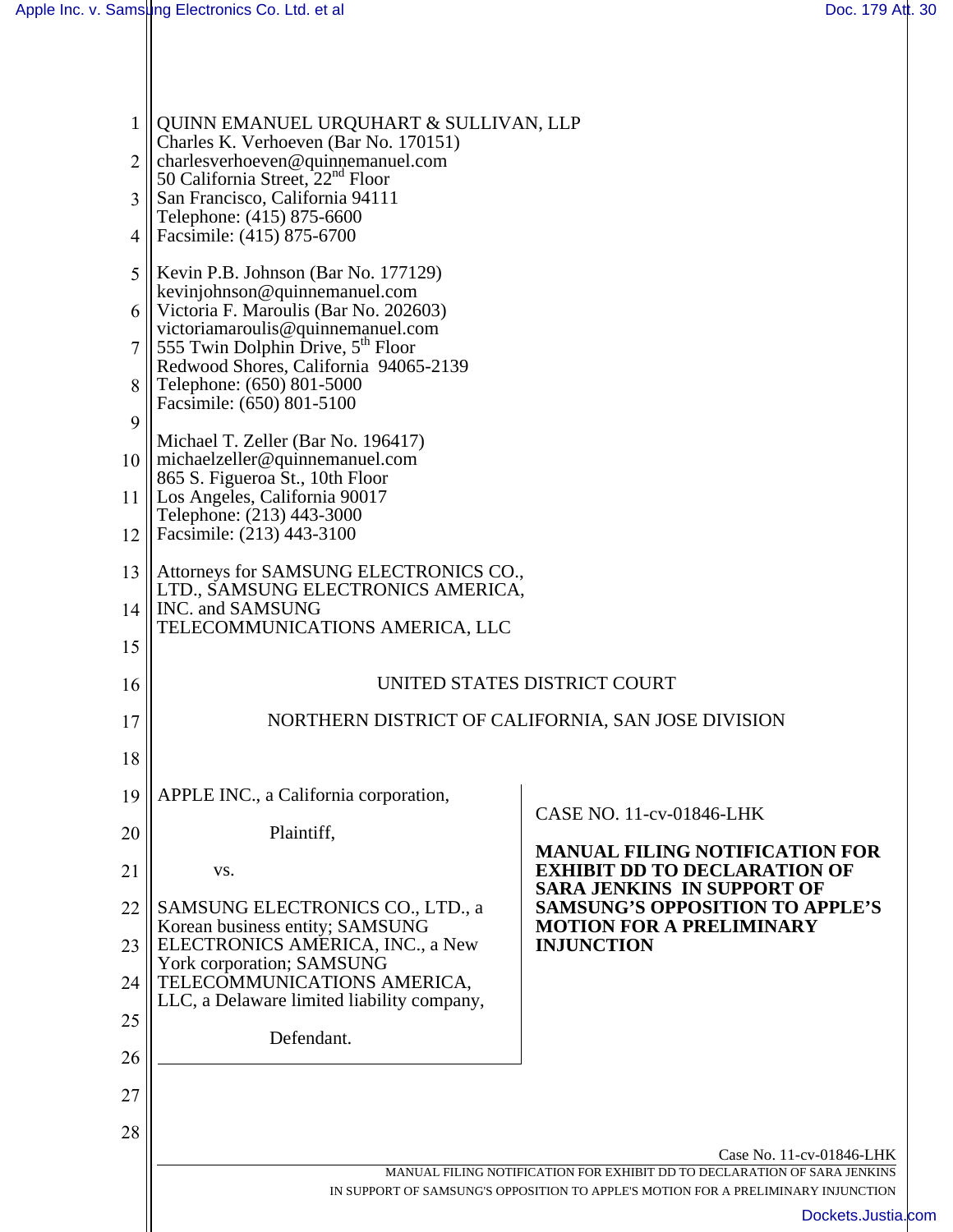QUINN EMANUEL URQUHART & SULLIVAN, LLP
Charles K. Verhoeven (Bar No. 170151)
charlesverhoeven@quinnemanuel.com
50 California Street, 22nd Floor
San Francisco, California 94111
Telephone: (415) 875-6600
Facsimile: (415) 875-6700

Kevin P.B. Johnson (Bar No. 177129)
kevinjohnson@quinnemanuel.com
Victoria F. Maroulis (Bar No. 202603)
victoriamaroulis@quinnemanuel.com
555 Twin Dolphin Drive, 5th Floor
Redwood Shores, California 94065-2139
Telephone: (650) 801-5000
Facsimile: (650) 801-5100

Michael T. Zeller (Bar No. 196417)
michaelzeller@quinnemanuel.com
865 S. Figueroa St., 10th Floor
Los Angeles, California 90017
Telephone: (213) 443-3000
Facsimile: (213) 443-3100

Attorneys for SAMSUNG ELECTRONICS CO., LTD., SAMSUNG ELECTRONICS AMERICA, INC. and SAMSUNG TELECOMMUNICATIONS AMERICA, LLC

UNITED STATES DISTRICT COURT

NORTHERN DISTRICT OF CALIFORNIA, SAN JOSE DIVISION

APPLE INC., a California corporation,

Plaintiff,

vs.

SAMSUNG ELECTRONICS CO., LTD., a Korean business entity; SAMSUNG ELECTRONICS AMERICA, INC., a New York corporation; SAMSUNG TELECOMMUNICATIONS AMERICA, LLC, a Delaware limited liability company,

Defendant.

CASE NO. 11-cv-01846-LHK

**MANUAL FILING NOTIFICATION FOR EXHIBIT DD TO DECLARATION OF SARA JENKINS IN SUPPORT OF SAMSUNG'S OPPOSITION TO APPLE'S MOTION FOR A PRELIMINARY INJUNCTION**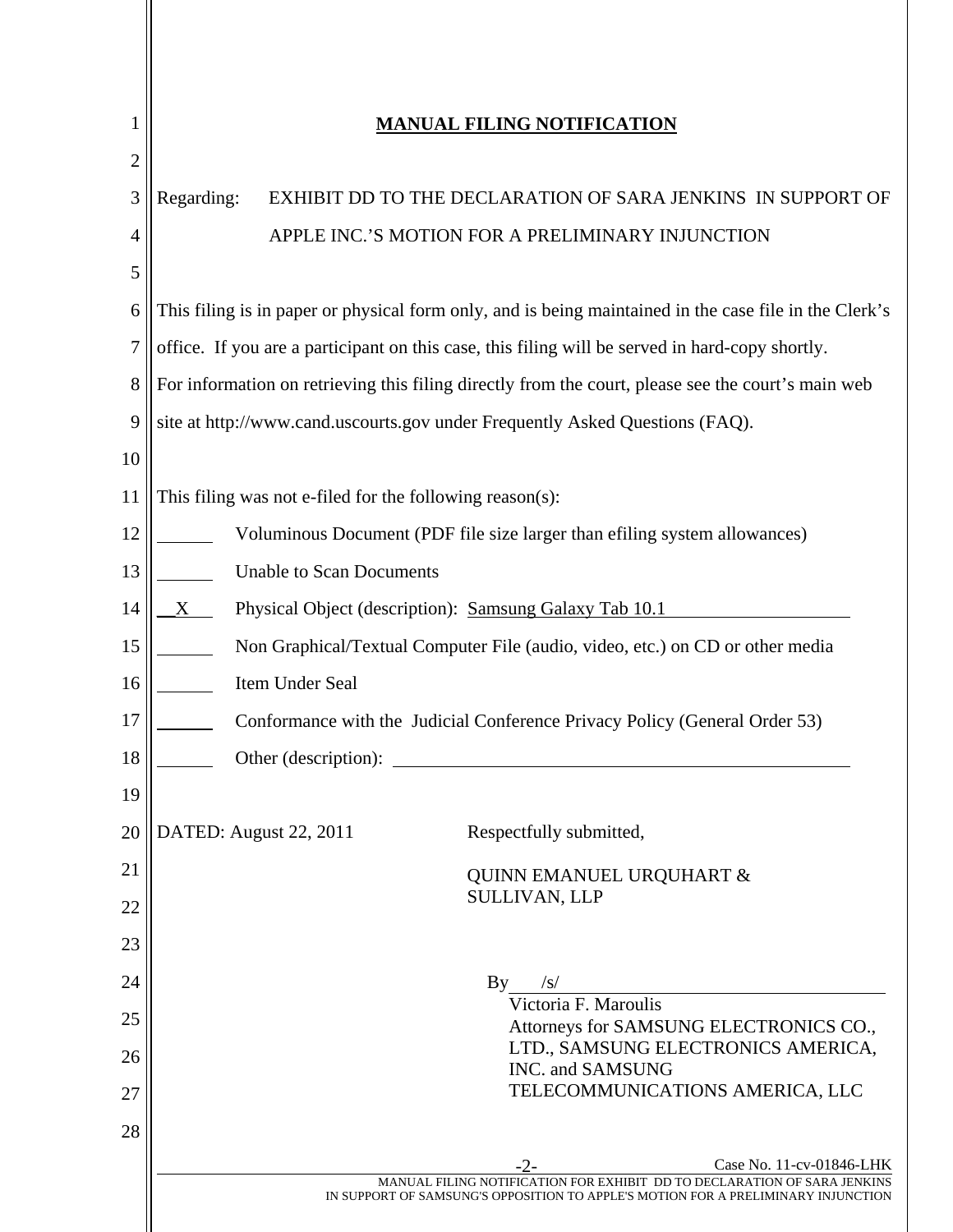# MANUAL FILING NOTIFICATION

Regarding: EXHIBIT DD TO THE DECLARATION OF SARA JENKINS IN SUPPORT OF APPLE INC.'S MOTION FOR A PRELIMINARY INJUNCTION

This filing is in paper or physical form only, and is being maintained in the case file in the Clerk's office. If you are a participant on this case, this filing will be served in hard-copy shortly. For information on retrieving this filing directly from the court, please see the court's main web site at http://www.cand.uscourts.gov under Frequently Asked Questions (FAQ).

This filing was not e-filed for the following reason(s):

______ Voluminous Document (PDF file size larger than efiling system allowances)

______ Unable to Scan Documents

__X__ Physical Object (description): Samsung Galaxy Tab 10.1

______ Non Graphical/Textual Computer File (audio, video, etc.) on CD or other media

______ Item Under Seal

______ Conformance with the Judicial Conference Privacy Policy (General Order 53)

______ Other (description): ____________

DATED: August 22, 2011

Respectfully submitted,

QUINN EMANUEL URQUHART & SULLIVAN, LLP

By /s/
Victoria F. Maroulis
Attorneys for SAMSUNG ELECTRONICS CO., LTD., SAMSUNG ELECTRONICS AMERICA, INC. and SAMSUNG TELECOMMUNICATIONS AMERICA, LLC